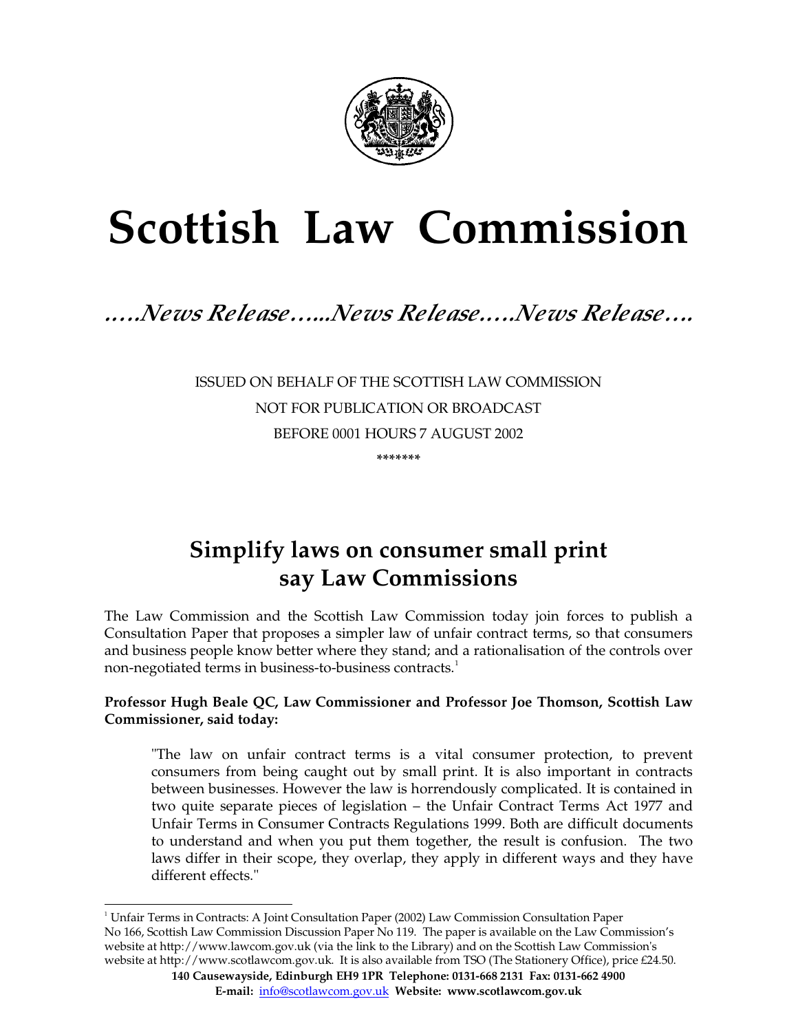# Scottish Law Commission

*…..News Release…...News Release…..News Release….*

ISSUED ON BEHALF OF THE SCOTTISH LAW COMMISSION

NOT FOR PUBLICATION OR BROADCAST

BEFORE 0001 HOURS 7 AUGUST 2002

\*\*\*\*\*\*\*

## Simplify laws on consumer small print say Law Commissions

The Law Commission and the Scottish Law Commission today join forces to publish a Consultation Paper that proposes a simpler law of unfair contract terms, so that consumers and business people know better where they stand; and a rationalisation of the controls over non-negotiated terms in business-to-business contracts.[1]

**Professor Hugh Beale QC, Law Commissioner and Professor Joe Thomson, Scottish Law Commissioner, said today:**

> "The law on unfair contract terms is a vital consumer protection, to prevent consumers from being caught out by small print. It is also important in contracts between businesses. However the law is horrendously complicated. It is contained in two quite separate pieces of legislation – the Unfair Contract Terms Act 1977 and Unfair Terms in Consumer Contracts Regulations 1999. Both are difficult documents to understand and when you put them together, the result is confusion. The two laws differ in their scope, they overlap, they apply in different ways and they have different effects."

[1] Unfair Terms in Contracts: A Joint Consultation Paper (2002) Law Commission Consultation Paper No 166, Scottish Law Commission Discussion Paper No 119. The paper is available on the Law Commission's website at http://www.lawcom.gov.uk (via the link to the Library) and on the Scottish Law Commission's website at http://www.scotlawcom.gov.uk. It is also available from TSO (The Stationery Office), price £24.50.

**140 Causewayside, Edinburgh EH9 1PR Telephone: 0131-668 2131 Fax: 0131-662 4900**
**E-mail: info@scotlawcom.gov.uk Website: www.scotlawcom.gov.uk**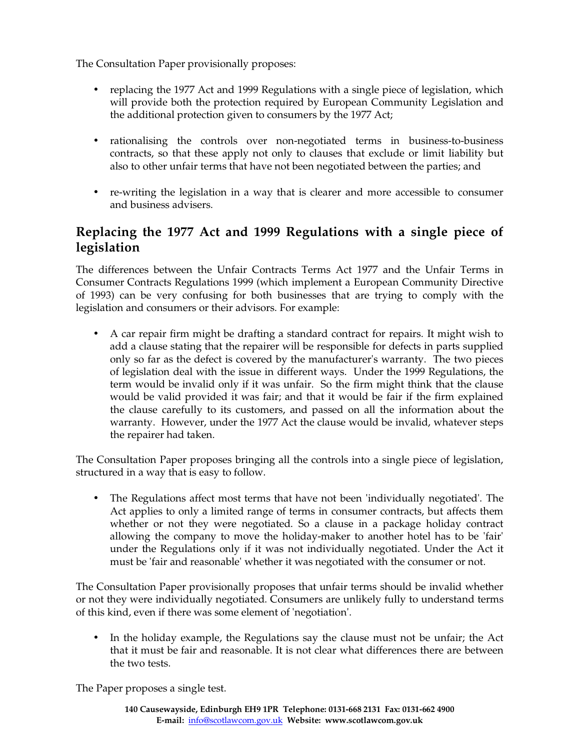The Consultation Paper provisionally proposes:

- replacing the 1977 Act and 1999 Regulations with a single piece of legislation, which will provide both the protection required by European Community Legislation and the additional protection given to consumers by the 1977 Act;
- rationalising the controls over non-negotiated terms in business-to-business contracts, so that these apply not only to clauses that exclude or limit liability but also to other unfair terms that have not been negotiated between the parties; and
- re-writing the legislation in a way that is clearer and more accessible to consumer and business advisers.

## Replacing the 1977 Act and 1999 Regulations with a single piece of legislation

The differences between the Unfair Contracts Terms Act 1977 and the Unfair Terms in Consumer Contracts Regulations 1999 (which implement a European Community Directive of 1993) can be very confusing for both businesses that are trying to comply with the legislation and consumers or their advisors. For example:

- A car repair firm might be drafting a standard contract for repairs. It might wish to add a clause stating that the repairer will be responsible for defects in parts supplied only so far as the defect is covered by the manufacturer's warranty. The two pieces of legislation deal with the issue in different ways. Under the 1999 Regulations, the term would be invalid only if it was unfair. So the firm might think that the clause would be valid provided it was fair; and that it would be fair if the firm explained the clause carefully to its customers, and passed on all the information about the warranty. However, under the 1977 Act the clause would be invalid, whatever steps the repairer had taken.

The Consultation Paper proposes bringing all the controls into a single piece of legislation, structured in a way that is easy to follow.

- The Regulations affect most terms that have not been 'individually negotiated'. The Act applies to only a limited range of terms in consumer contracts, but affects them whether or not they were negotiated. So a clause in a package holiday contract allowing the company to move the holiday-maker to another hotel has to be 'fair' under the Regulations only if it was not individually negotiated. Under the Act it must be 'fair and reasonable' whether it was negotiated with the consumer or not.

The Consultation Paper provisionally proposes that unfair terms should be invalid whether or not they were individually negotiated. Consumers are unlikely fully to understand terms of this kind, even if there was some element of 'negotiation'.

- In the holiday example, the Regulations say the clause must not be unfair; the Act that it must be fair and reasonable. It is not clear what differences there are between the two tests.

The Paper proposes a single test.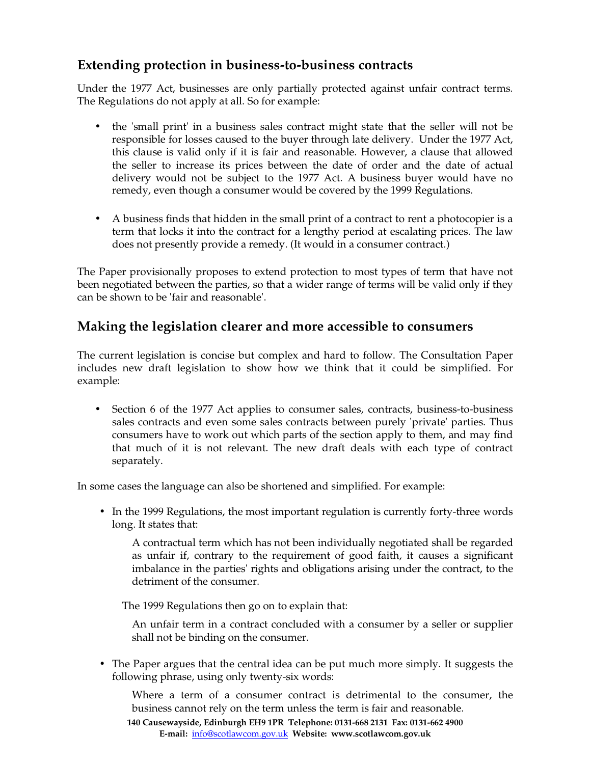## Extending protection in business-to-business contracts

Under the 1977 Act, businesses are only partially protected against unfair contract terms. The Regulations do not apply at all. So for example:

- the 'small print' in a business sales contract might state that the seller will not be responsible for losses caused to the buyer through late delivery. Under the 1977 Act, this clause is valid only if it is fair and reasonable. However, a clause that allowed the seller to increase its prices between the date of order and the date of actual delivery would not be subject to the 1977 Act. A business buyer would have no remedy, even though a consumer would be covered by the 1999 Regulations.

- A business finds that hidden in the small print of a contract to rent a photocopier is a term that locks it into the contract for a lengthy period at escalating prices. The law does not presently provide a remedy. (It would in a consumer contract.)

The Paper provisionally proposes to extend protection to most types of term that have not been negotiated between the parties, so that a wider range of terms will be valid only if they can be shown to be 'fair and reasonable'.

## Making the legislation clearer and more accessible to consumers

The current legislation is concise but complex and hard to follow. The Consultation Paper includes new draft legislation to show how we think that it could be simplified. For example:

- Section 6 of the 1977 Act applies to consumer sales, contracts, business-to-business sales contracts and even some sales contracts between purely 'private' parties. Thus consumers have to work out which parts of the section apply to them, and may find that much of it is not relevant. The new draft deals with each type of contract separately.

In some cases the language can also be shortened and simplified. For example:

- In the 1999 Regulations, the most important regulation is currently forty-three words long. It states that:

  > A contractual term which has not been individually negotiated shall be regarded as unfair if, contrary to the requirement of good faith, it causes a significant imbalance in the parties' rights and obligations arising under the contract, to the detriment of the consumer.

  The 1999 Regulations then go on to explain that:

  > An unfair term in a contract concluded with a consumer by a seller or supplier shall not be binding on the consumer.

- The Paper argues that the central idea can be put much more simply. It suggests the following phrase, using only twenty-six words:

  > Where a term of a consumer contract is detrimental to the consumer, the business cannot rely on the term unless the term is fair and reasonable.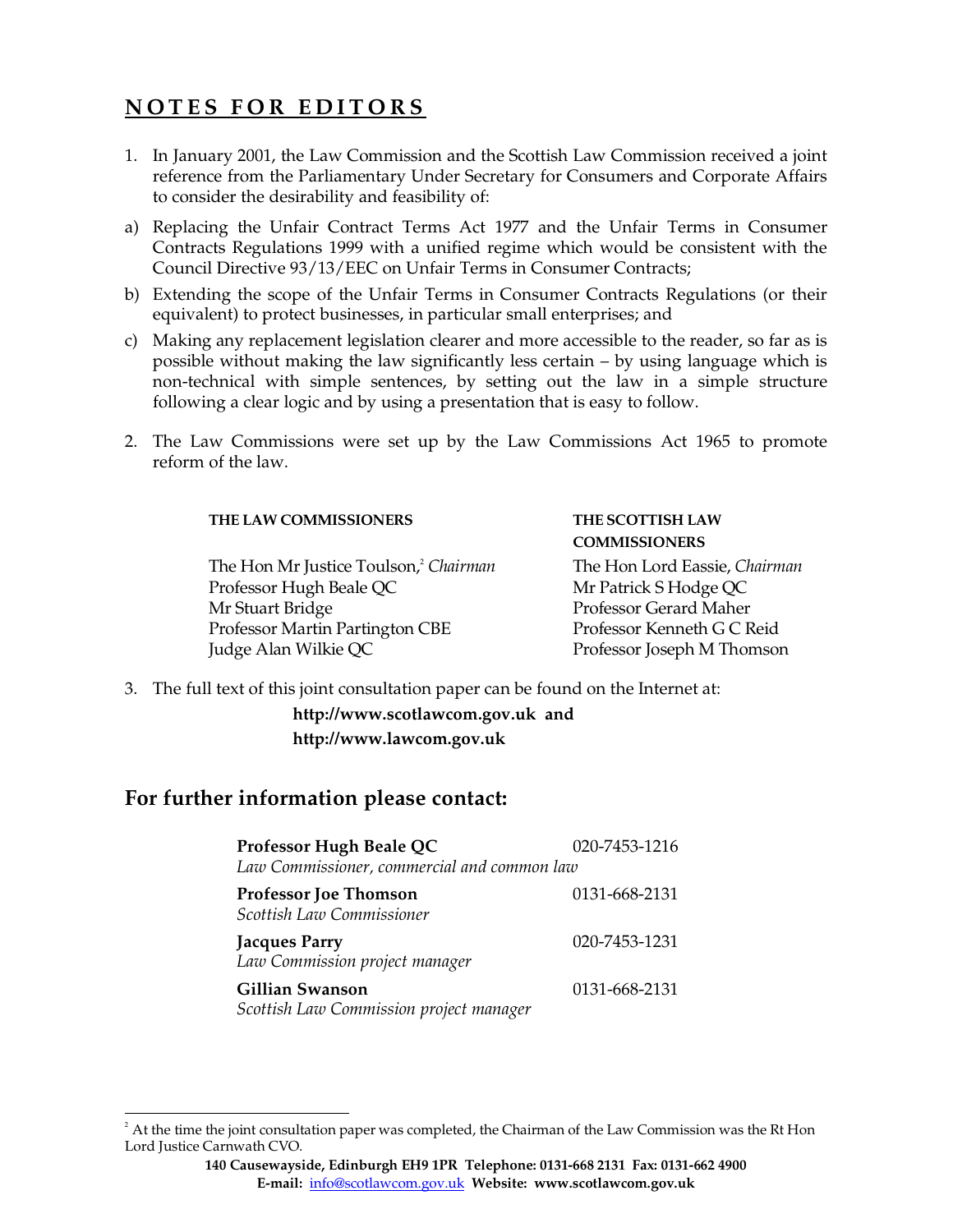## NOTES FOR EDITORS

1. In January 2001, the Law Commission and the Scottish Law Commission received a joint reference from the Parliamentary Under Secretary for Consumers and Corporate Affairs to consider the desirability and feasibility of:

a) Replacing the Unfair Contract Terms Act 1977 and the Unfair Terms in Consumer Contracts Regulations 1999 with a unified regime which would be consistent with the Council Directive 93/13/EEC on Unfair Terms in Consumer Contracts;

b) Extending the scope of the Unfair Terms in Consumer Contracts Regulations (or their equivalent) to protect businesses, in particular small enterprises; and

c) Making any replacement legislation clearer and more accessible to the reader, so far as is possible without making the law significantly less certain – by using language which is non-technical with simple sentences, by setting out the law in a simple structure following a clear logic and by using a presentation that is easy to follow.

2. The Law Commissions were set up by the Law Commissions Act 1965 to promote reform of the law.

**THE LAW COMMISSIONERS**

The Hon Mr Justice Toulson,[2] *Chairman*
Professor Hugh Beale QC
Mr Stuart Bridge
Professor Martin Partington CBE
Judge Alan Wilkie QC

**THE SCOTTISH LAW COMMISSIONERS**

The Hon Lord Eassie, *Chairman*
Mr Patrick S Hodge QC
Professor Gerard Maher
Professor Kenneth G C Reid
Professor Joseph M Thomson

3. The full text of this joint consultation paper can be found on the Internet at:

**http://www.scotlawcom.gov.uk and**
**http://www.lawcom.gov.uk**

## For further information please contact:

**Professor Hugh Beale QC** — 020-7453-1216
*Law Commissioner, commercial and common law*

**Professor Joe Thomson** — 0131-668-2131
*Scottish Law Commissioner*

**Jacques Parry** — 020-7453-1231
*Law Commission project manager*

**Gillian Swanson** — 0131-668-2131
*Scottish Law Commission project manager*

[2] At the time the joint consultation paper was completed, the Chairman of the Law Commission was the Rt Hon Lord Justice Carnwath CVO.

**140 Causewayside, Edinburgh EH9 1PR Telephone: 0131-668 2131 Fax: 0131-662 4900**
**E-mail:** info@scotlawcom.gov.uk **Website: www.scotlawcom.gov.uk**